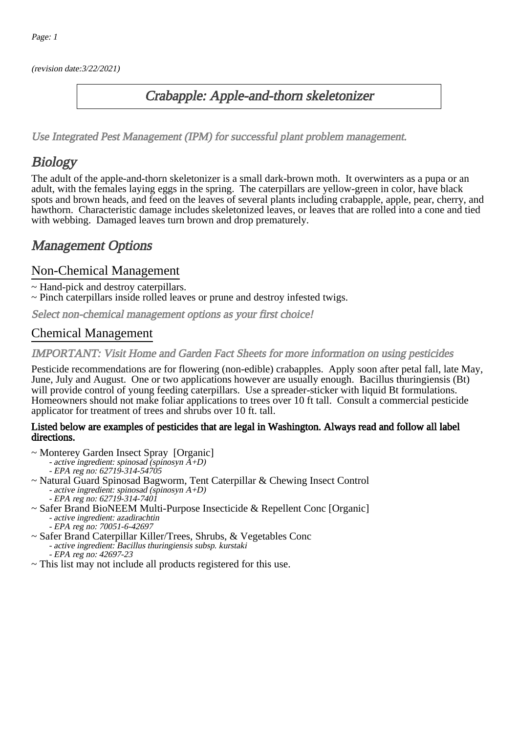(revision date:3/22/2021)

# Crabapple: Apple-and-thorn skeletonizer

*Use Integrated Pest Management (IPM) for successful plant problem management.*

## Biology

The adult of the apple-and-thorn skeletonizer is a small dark-brown moth. It overwinters as a pupa or an adult, with the females laying eggs in the spring. The caterpillars are yellow-green in color, have black spots and brown heads, and feed on the leaves of several plants including crabapple, apple, pear, cherry, and hawthorn. Characteristic damage includes skeletonized leaves, or leaves that are rolled into a cone and tied with webbing. Damaged leaves turn brown and drop prematurely.

## Management Options

### Non-Chemical Management

~ Hand-pick and destroy caterpillars.
~ Pinch caterpillars inside rolled leaves or prune and destroy infested twigs.

*Select non-chemical management options as your first choice!*

### Chemical Management

*IMPORTANT: Visit Home and Garden Fact Sheets for more information on using pesticides*

Pesticide recommendations are for flowering (non-edible) crabapples. Apply soon after petal fall, late May, June, July and August. One or two applications however are usually enough. Bacillus thuringiensis (Bt) will provide control of young feeding caterpillars. Use a spreader-sticker with liquid Bt formulations. Homeowners should not make foliar applications to trees over 10 ft tall. Consult a commercial pesticide applicator for treatment of trees and shrubs over 10 ft. tall.

**Listed below are examples of pesticides that are legal in Washington. Always read and follow all label directions.**

~ Monterey Garden Insect Spray [Organic]
- *active ingredient: spinosad (spinosyn A+D)*
- *EPA reg no: 62719-314-54705*

~ Natural Guard Spinosad Bagworm, Tent Caterpillar & Chewing Insect Control
- *active ingredient: spinosad (spinosyn A+D)*
- *EPA reg no: 62719-314-7401*

~ Safer Brand BioNEEM Multi-Purpose Insecticide & Repellent Conc [Organic]
- *active ingredient: azadirachtin*
- *EPA reg no: 70051-6-42697*

~ Safer Brand Caterpillar Killer/Trees, Shrubs, & Vegetables Conc
- *active ingredient: Bacillus thuringiensis subsp. kurstaki*
- *EPA reg no: 42697-23*

~ This list may not include all products registered for this use.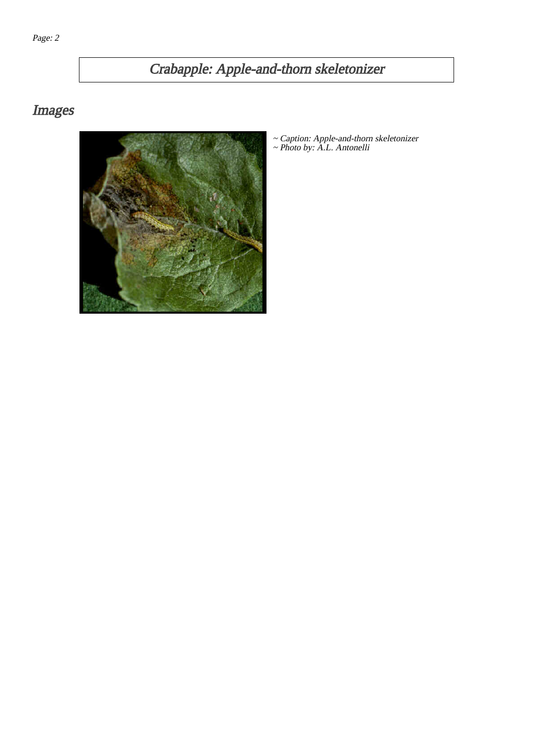# Crabapple: Apple-and-thorn skeletonizer

## Images

~ Caption: Apple-and-thorn skeletonizer
~ Photo by: A.L. Antonelli